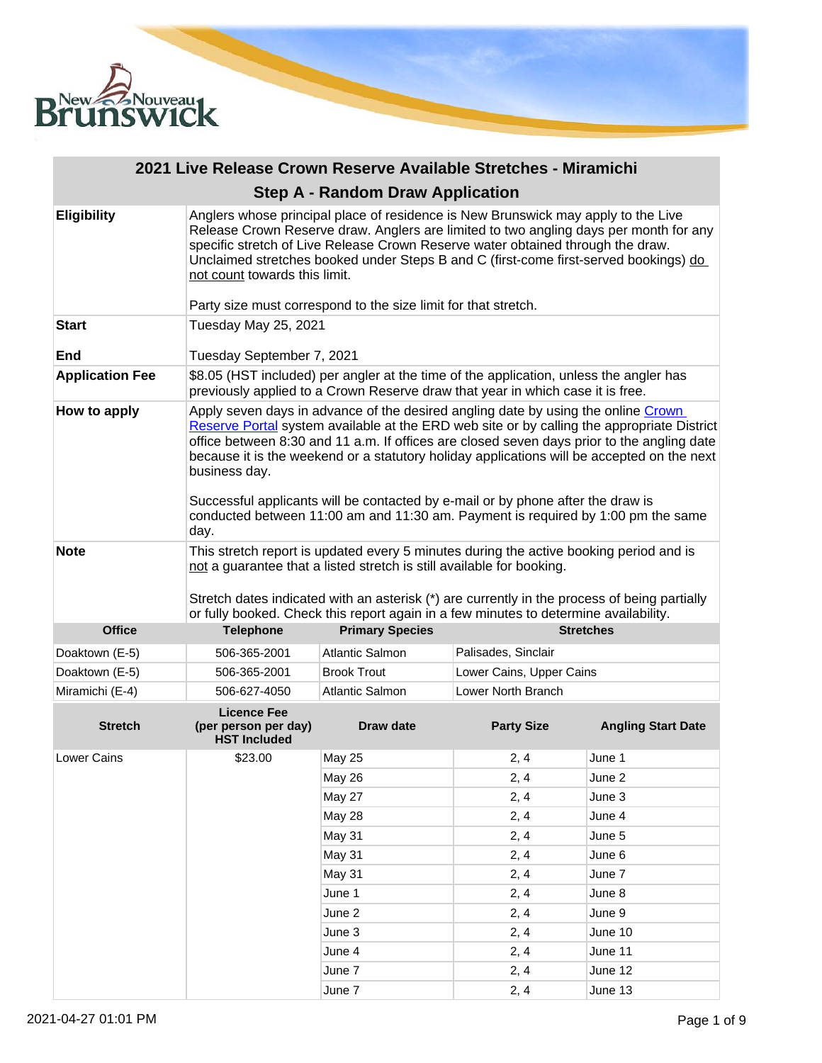# 2021 Live Release Crown Reserve Available Stretches - Miramichi

## Step A - Random Draw Application

| | |
|---|---|
| **Eligibility** | Anglers whose principal place of residence is New Brunswick may apply to the Live Release Crown Reserve draw. Anglers are limited to two angling days per month for any specific stretch of Live Release Crown Reserve water obtained through the draw. Unclaimed stretches booked under Steps B and C (first-come first-served bookings) do not count towards this limit.<br><br>Party size must correspond to the size limit for that stretch. |
| **Start** | Tuesday May 25, 2021 |
| **End** | Tuesday September 7, 2021 |
| **Application Fee** | $8.05 (HST included) per angler at the time of the application, unless the angler has previously applied to a Crown Reserve draw that year in which case it is free. |
| **How to apply** | Apply seven days in advance of the desired angling date by using the online Crown Reserve Portal system available at the ERD web site or by calling the appropriate District office between 8:30 and 11 a.m. If offices are closed seven days prior to the angling date because it is the weekend or a statutory holiday applications will be accepted on the next business day.<br><br>Successful applicants will be contacted by e-mail or by phone after the draw is conducted between 11:00 am and 11:30 am. Payment is required by 1:00 pm the same day. |
| **Note** | This stretch report is updated every 5 minutes during the active booking period and is not a guarantee that a listed stretch is still available for booking.<br><br>Stretch dates indicated with an asterisk (*) are currently in the process of being partially or fully booked. Check this report again in a few minutes to determine availability. |

| Office | Telephone | Primary Species | Stretches |
|---|---|---|---|
| Doaktown (E-5) | 506-365-2001 | Atlantic Salmon | Palisades, Sinclair |
| Doaktown (E-5) | 506-365-2001 | Brook Trout | Lower Cains, Upper Cains |
| Miramichi (E-4) | 506-627-4050 | Atlantic Salmon | Lower North Branch |

| Stretch | Licence Fee (per person per day) HST Included | Draw date | Party Size | Angling Start Date |
|---|---|---|---|---|
| Lower Cains | $23.00 | May 25 | 2, 4 | June 1 |
| | | May 26 | 2, 4 | June 2 |
| | | May 27 | 2, 4 | June 3 |
| | | May 28 | 2, 4 | June 4 |
| | | May 31 | 2, 4 | June 5 |
| | | May 31 | 2, 4 | June 6 |
| | | May 31 | 2, 4 | June 7 |
| | | June 1 | 2, 4 | June 8 |
| | | June 2 | 2, 4 | June 9 |
| | | June 3 | 2, 4 | June 10 |
| | | June 4 | 2, 4 | June 11 |
| | | June 7 | 2, 4 | June 12 |
| | | June 7 | 2, 4 | June 13 |

2021-04-27 01:01 PM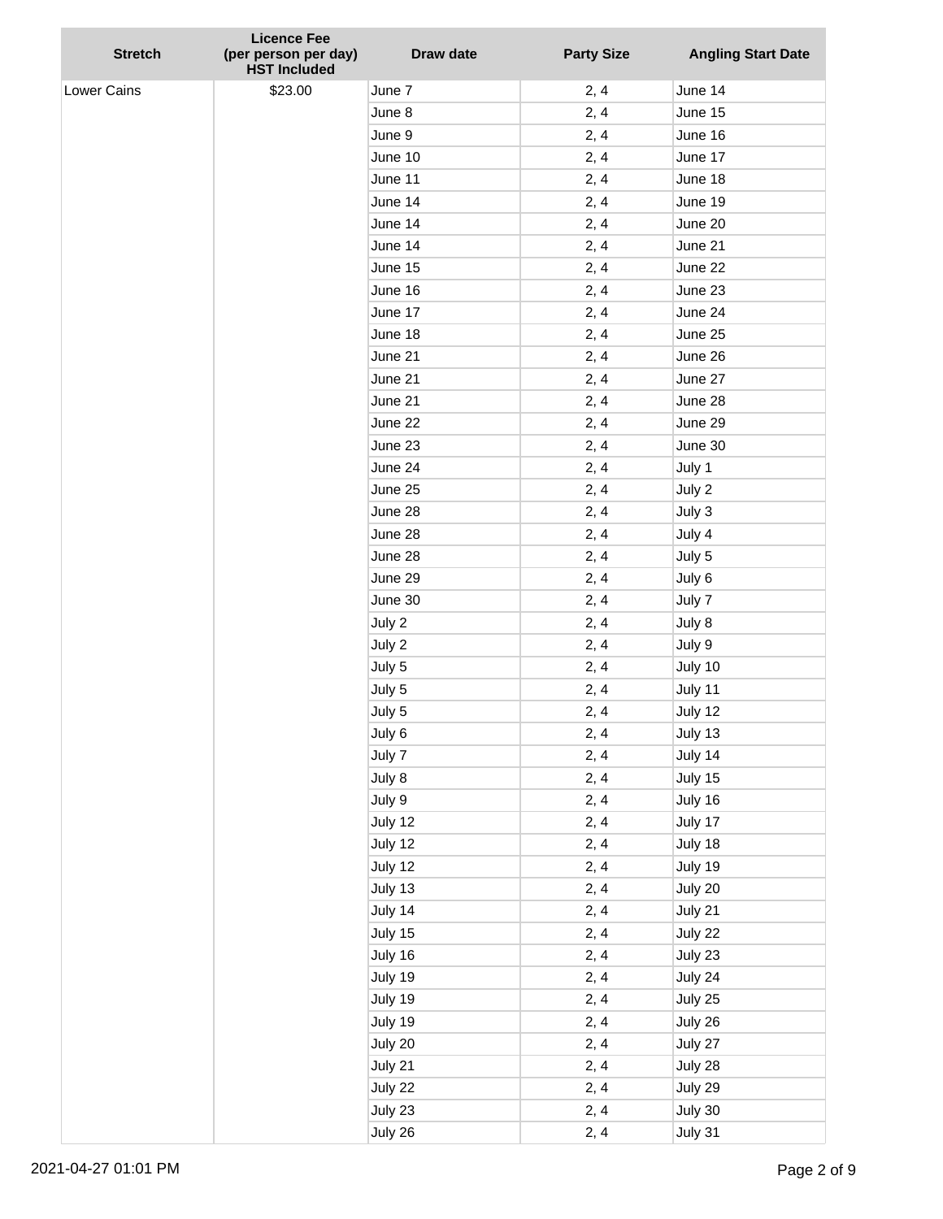| Stretch | Licence Fee (per person per day) HST Included | Draw date | Party Size | Angling Start Date |
|---|---|---|---|---|
| Lower Cains | $23.00 | June 7 | 2, 4 | June 14 |
| | | June 8 | 2, 4 | June 15 |
| | | June 9 | 2, 4 | June 16 |
| | | June 10 | 2, 4 | June 17 |
| | | June 11 | 2, 4 | June 18 |
| | | June 14 | 2, 4 | June 19 |
| | | June 14 | 2, 4 | June 20 |
| | | June 14 | 2, 4 | June 21 |
| | | June 15 | 2, 4 | June 22 |
| | | June 16 | 2, 4 | June 23 |
| | | June 17 | 2, 4 | June 24 |
| | | June 18 | 2, 4 | June 25 |
| | | June 21 | 2, 4 | June 26 |
| | | June 21 | 2, 4 | June 27 |
| | | June 21 | 2, 4 | June 28 |
| | | June 22 | 2, 4 | June 29 |
| | | June 23 | 2, 4 | June 30 |
| | | June 24 | 2, 4 | July 1 |
| | | June 25 | 2, 4 | July 2 |
| | | June 28 | 2, 4 | July 3 |
| | | June 28 | 2, 4 | July 4 |
| | | June 28 | 2, 4 | July 5 |
| | | June 29 | 2, 4 | July 6 |
| | | June 30 | 2, 4 | July 7 |
| | | July 2 | 2, 4 | July 8 |
| | | July 2 | 2, 4 | July 9 |
| | | July 5 | 2, 4 | July 10 |
| | | July 5 | 2, 4 | July 11 |
| | | July 5 | 2, 4 | July 12 |
| | | July 6 | 2, 4 | July 13 |
| | | July 7 | 2, 4 | July 14 |
| | | July 8 | 2, 4 | July 15 |
| | | July 9 | 2, 4 | July 16 |
| | | July 12 | 2, 4 | July 17 |
| | | July 12 | 2, 4 | July 18 |
| | | July 12 | 2, 4 | July 19 |
| | | July 13 | 2, 4 | July 20 |
| | | July 14 | 2, 4 | July 21 |
| | | July 15 | 2, 4 | July 22 |
| | | July 16 | 2, 4 | July 23 |
| | | July 19 | 2, 4 | July 24 |
| | | July 19 | 2, 4 | July 25 |
| | | July 19 | 2, 4 | July 26 |
| | | July 20 | 2, 4 | July 27 |
| | | July 21 | 2, 4 | July 28 |
| | | July 22 | 2, 4 | July 29 |
| | | July 23 | 2, 4 | July 30 |
| | | July 26 | 2, 4 | July 31 |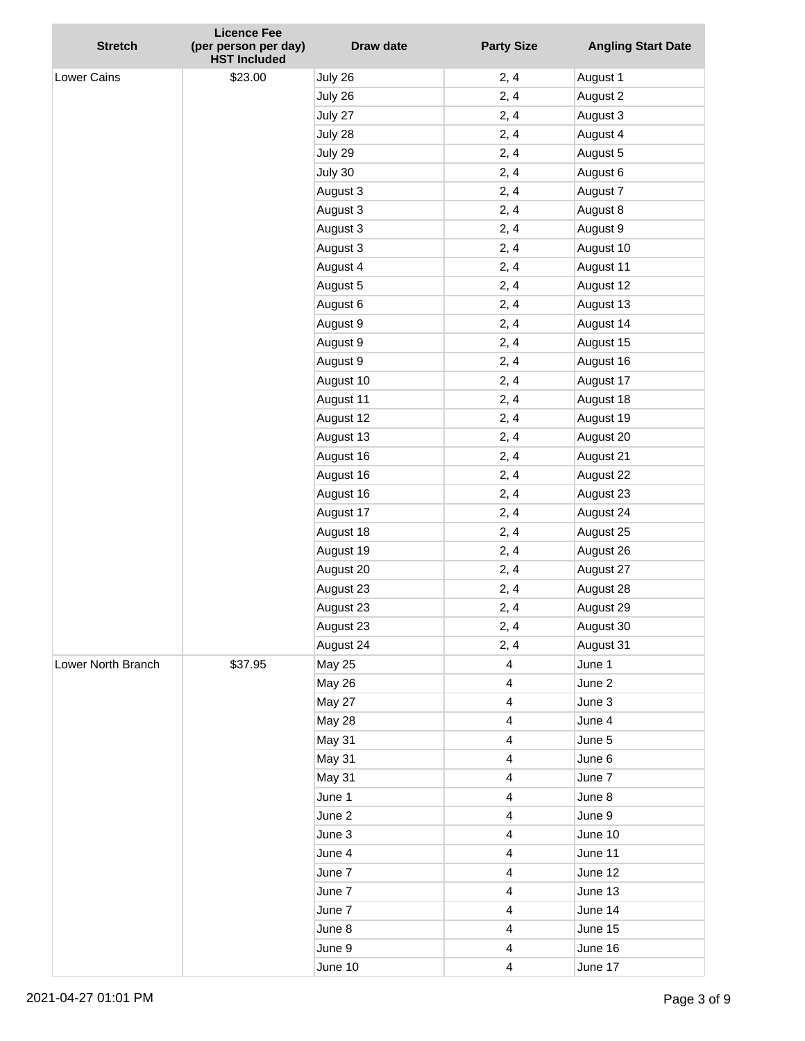| Stretch | Licence Fee (per person per day) HST Included | Draw date | Party Size | Angling Start Date |
|---|---|---|---|---|
| Lower Cains | $23.00 | July 26 | 2, 4 | August 1 |
| | | July 26 | 2, 4 | August 2 |
| | | July 27 | 2, 4 | August 3 |
| | | July 28 | 2, 4 | August 4 |
| | | July 29 | 2, 4 | August 5 |
| | | July 30 | 2, 4 | August 6 |
| | | August 3 | 2, 4 | August 7 |
| | | August 3 | 2, 4 | August 8 |
| | | August 3 | 2, 4 | August 9 |
| | | August 3 | 2, 4 | August 10 |
| | | August 4 | 2, 4 | August 11 |
| | | August 5 | 2, 4 | August 12 |
| | | August 6 | 2, 4 | August 13 |
| | | August 9 | 2, 4 | August 14 |
| | | August 9 | 2, 4 | August 15 |
| | | August 9 | 2, 4 | August 16 |
| | | August 10 | 2, 4 | August 17 |
| | | August 11 | 2, 4 | August 18 |
| | | August 12 | 2, 4 | August 19 |
| | | August 13 | 2, 4 | August 20 |
| | | August 16 | 2, 4 | August 21 |
| | | August 16 | 2, 4 | August 22 |
| | | August 16 | 2, 4 | August 23 |
| | | August 17 | 2, 4 | August 24 |
| | | August 18 | 2, 4 | August 25 |
| | | August 19 | 2, 4 | August 26 |
| | | August 20 | 2, 4 | August 27 |
| | | August 23 | 2, 4 | August 28 |
| | | August 23 | 2, 4 | August 29 |
| | | August 23 | 2, 4 | August 30 |
| | | August 24 | 2, 4 | August 31 |
| Lower North Branch | $37.95 | May 25 | 4 | June 1 |
| | | May 26 | 4 | June 2 |
| | | May 27 | 4 | June 3 |
| | | May 28 | 4 | June 4 |
| | | May 31 | 4 | June 5 |
| | | May 31 | 4 | June 6 |
| | | May 31 | 4 | June 7 |
| | | June 1 | 4 | June 8 |
| | | June 2 | 4 | June 9 |
| | | June 3 | 4 | June 10 |
| | | June 4 | 4 | June 11 |
| | | June 7 | 4 | June 12 |
| | | June 7 | 4 | June 13 |
| | | June 7 | 4 | June 14 |
| | | June 8 | 4 | June 15 |
| | | June 9 | 4 | June 16 |
| | | June 10 | 4 | June 17 |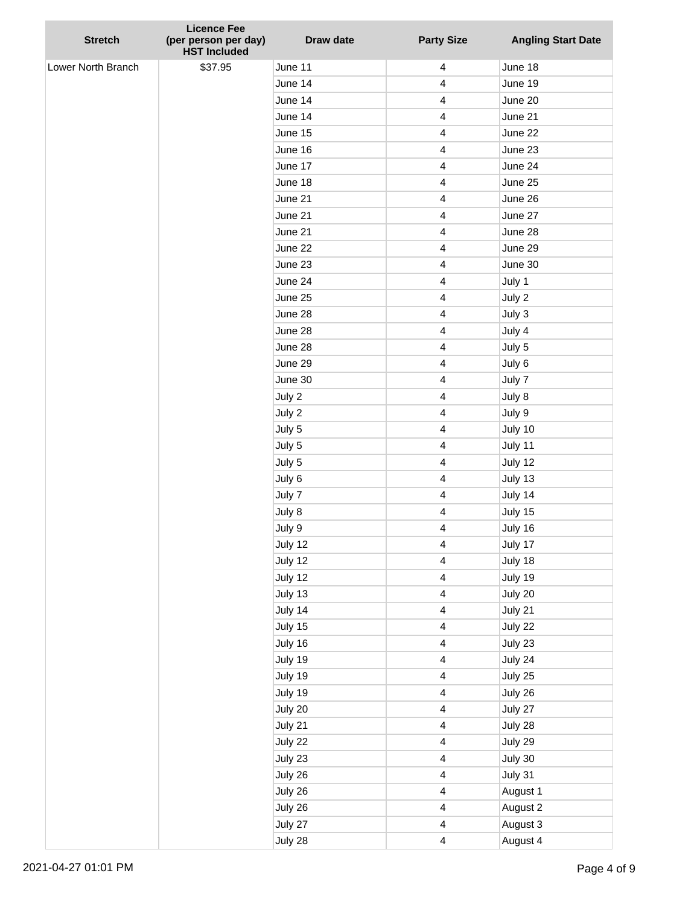| Stretch | Licence Fee (per person per day) HST Included | Draw date | Party Size | Angling Start Date |
|---|---|---|---|---|
| Lower North Branch | $37.95 | June 11 | 4 | June 18 |
| | | June 14 | 4 | June 19 |
| | | June 14 | 4 | June 20 |
| | | June 14 | 4 | June 21 |
| | | June 15 | 4 | June 22 |
| | | June 16 | 4 | June 23 |
| | | June 17 | 4 | June 24 |
| | | June 18 | 4 | June 25 |
| | | June 21 | 4 | June 26 |
| | | June 21 | 4 | June 27 |
| | | June 21 | 4 | June 28 |
| | | June 22 | 4 | June 29 |
| | | June 23 | 4 | June 30 |
| | | June 24 | 4 | July 1 |
| | | June 25 | 4 | July 2 |
| | | June 28 | 4 | July 3 |
| | | June 28 | 4 | July 4 |
| | | June 28 | 4 | July 5 |
| | | June 29 | 4 | July 6 |
| | | June 30 | 4 | July 7 |
| | | July 2 | 4 | July 8 |
| | | July 2 | 4 | July 9 |
| | | July 5 | 4 | July 10 |
| | | July 5 | 4 | July 11 |
| | | July 5 | 4 | July 12 |
| | | July 6 | 4 | July 13 |
| | | July 7 | 4 | July 14 |
| | | July 8 | 4 | July 15 |
| | | July 9 | 4 | July 16 |
| | | July 12 | 4 | July 17 |
| | | July 12 | 4 | July 18 |
| | | July 12 | 4 | July 19 |
| | | July 13 | 4 | July 20 |
| | | July 14 | 4 | July 21 |
| | | July 15 | 4 | July 22 |
| | | July 16 | 4 | July 23 |
| | | July 19 | 4 | July 24 |
| | | July 19 | 4 | July 25 |
| | | July 19 | 4 | July 26 |
| | | July 20 | 4 | July 27 |
| | | July 21 | 4 | July 28 |
| | | July 22 | 4 | July 29 |
| | | July 23 | 4 | July 30 |
| | | July 26 | 4 | July 31 |
| | | July 26 | 4 | August 1 |
| | | July 26 | 4 | August 2 |
| | | July 27 | 4 | August 3 |
| | | July 28 | 4 | August 4 |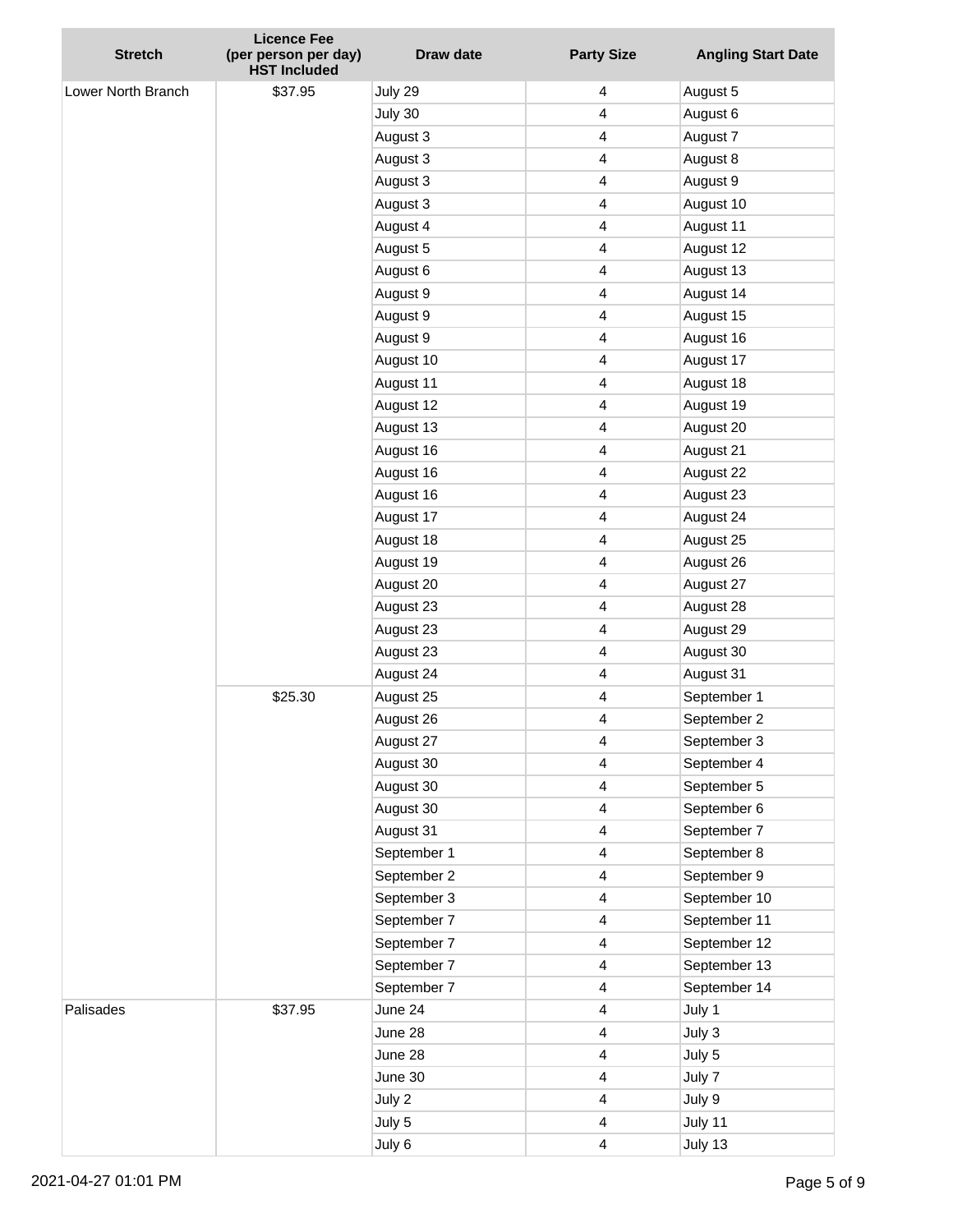| Stretch | Licence Fee (per person per day) HST Included | Draw date | Party Size | Angling Start Date |
|---|---|---|---|---|
| Lower North Branch | $37.95 | July 29 | 4 | August 5 |
| | | July 30 | 4 | August 6 |
| | | August 3 | 4 | August 7 |
| | | August 3 | 4 | August 8 |
| | | August 3 | 4 | August 9 |
| | | August 3 | 4 | August 10 |
| | | August 4 | 4 | August 11 |
| | | August 5 | 4 | August 12 |
| | | August 6 | 4 | August 13 |
| | | August 9 | 4 | August 14 |
| | | August 9 | 4 | August 15 |
| | | August 9 | 4 | August 16 |
| | | August 10 | 4 | August 17 |
| | | August 11 | 4 | August 18 |
| | | August 12 | 4 | August 19 |
| | | August 13 | 4 | August 20 |
| | | August 16 | 4 | August 21 |
| | | August 16 | 4 | August 22 |
| | | August 16 | 4 | August 23 |
| | | August 17 | 4 | August 24 |
| | | August 18 | 4 | August 25 |
| | | August 19 | 4 | August 26 |
| | | August 20 | 4 | August 27 |
| | | August 23 | 4 | August 28 |
| | | August 23 | 4 | August 29 |
| | | August 23 | 4 | August 30 |
| | | August 24 | 4 | August 31 |
| | $25.30 | August 25 | 4 | September 1 |
| | | August 26 | 4 | September 2 |
| | | August 27 | 4 | September 3 |
| | | August 30 | 4 | September 4 |
| | | August 30 | 4 | September 5 |
| | | August 30 | 4 | September 6 |
| | | August 31 | 4 | September 7 |
| | | September 1 | 4 | September 8 |
| | | September 2 | 4 | September 9 |
| | | September 3 | 4 | September 10 |
| | | September 7 | 4 | September 11 |
| | | September 7 | 4 | September 12 |
| | | September 7 | 4 | September 13 |
| | | September 7 | 4 | September 14 |
| Palisades | $37.95 | June 24 | 4 | July 1 |
| | | June 28 | 4 | July 3 |
| | | June 28 | 4 | July 5 |
| | | June 30 | 4 | July 7 |
| | | July 2 | 4 | July 9 |
| | | July 5 | 4 | July 11 |
| | | July 6 | 4 | July 13 |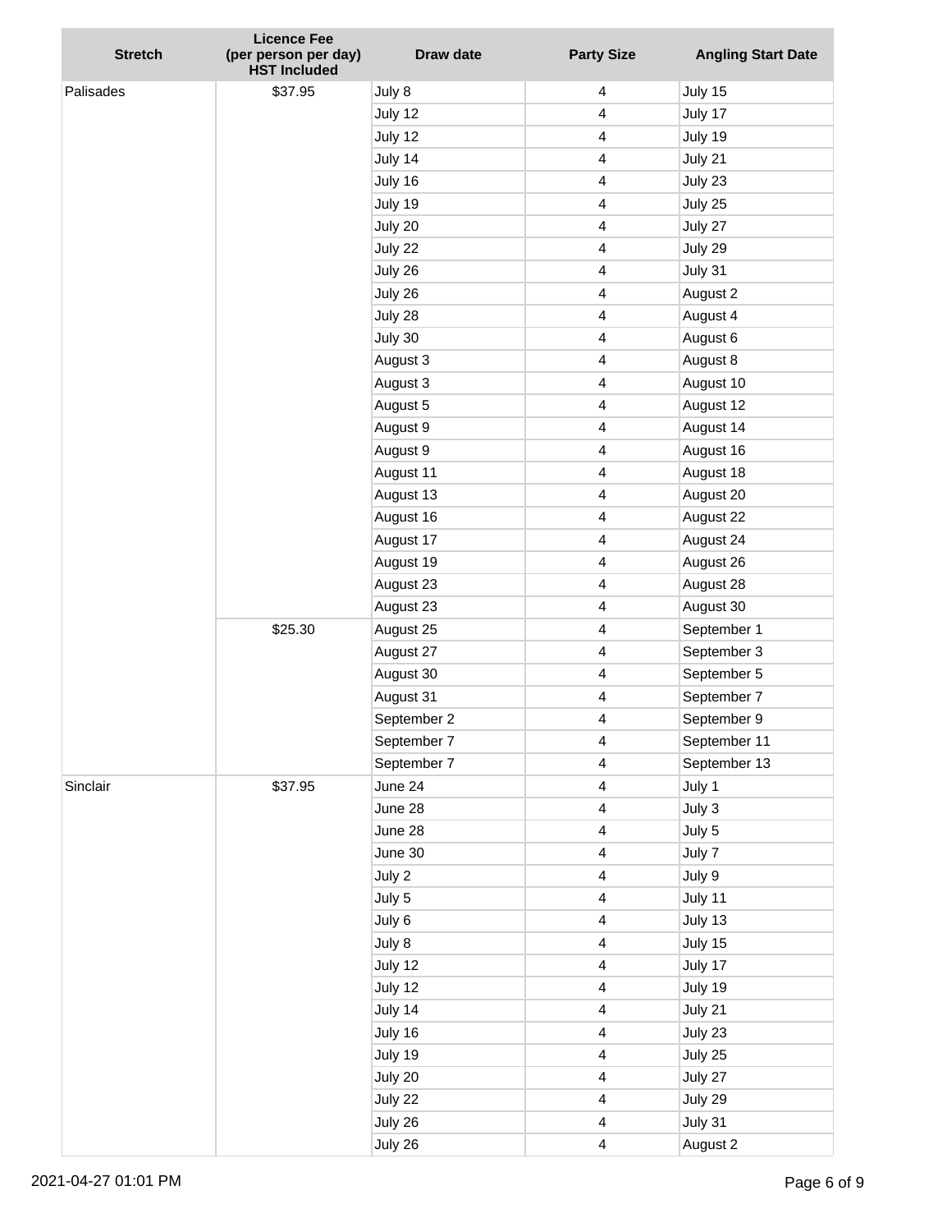| Stretch | Licence Fee (per person per day) HST Included | Draw date | Party Size | Angling Start Date |
|---|---|---|---|---|
| Palisades | $37.95 | July 8 | 4 | July 15 |
| | | July 12 | 4 | July 17 |
| | | July 12 | 4 | July 19 |
| | | July 14 | 4 | July 21 |
| | | July 16 | 4 | July 23 |
| | | July 19 | 4 | July 25 |
| | | July 20 | 4 | July 27 |
| | | July 22 | 4 | July 29 |
| | | July 26 | 4 | July 31 |
| | | July 26 | 4 | August 2 |
| | | July 28 | 4 | August 4 |
| | | July 30 | 4 | August 6 |
| | | August 3 | 4 | August 8 |
| | | August 3 | 4 | August 10 |
| | | August 5 | 4 | August 12 |
| | | August 9 | 4 | August 14 |
| | | August 9 | 4 | August 16 |
| | | August 11 | 4 | August 18 |
| | | August 13 | 4 | August 20 |
| | | August 16 | 4 | August 22 |
| | | August 17 | 4 | August 24 |
| | | August 19 | 4 | August 26 |
| | | August 23 | 4 | August 28 |
| | | August 23 | 4 | August 30 |
| | $25.30 | August 25 | 4 | September 1 |
| | | August 27 | 4 | September 3 |
| | | August 30 | 4 | September 5 |
| | | August 31 | 4 | September 7 |
| | | September 2 | 4 | September 9 |
| | | September 7 | 4 | September 11 |
| | | September 7 | 4 | September 13 |
| Sinclair | $37.95 | June 24 | 4 | July 1 |
| | | June 28 | 4 | July 3 |
| | | June 28 | 4 | July 5 |
| | | June 30 | 4 | July 7 |
| | | July 2 | 4 | July 9 |
| | | July 5 | 4 | July 11 |
| | | July 6 | 4 | July 13 |
| | | July 8 | 4 | July 15 |
| | | July 12 | 4 | July 17 |
| | | July 12 | 4 | July 19 |
| | | July 14 | 4 | July 21 |
| | | July 16 | 4 | July 23 |
| | | July 19 | 4 | July 25 |
| | | July 20 | 4 | July 27 |
| | | July 22 | 4 | July 29 |
| | | July 26 | 4 | July 31 |
| | | July 26 | 4 | August 2 |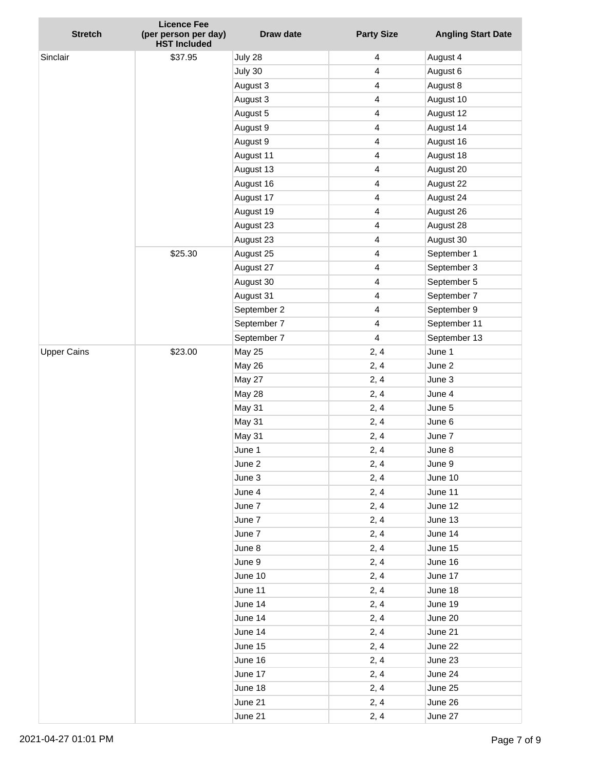| Stretch | Licence Fee (per person per day) HST Included | Draw date | Party Size | Angling Start Date |
|---|---|---|---|---|
| Sinclair | $37.95 | July 28 | 4 | August 4 |
| | | July 30 | 4 | August 6 |
| | | August 3 | 4 | August 8 |
| | | August 3 | 4 | August 10 |
| | | August 5 | 4 | August 12 |
| | | August 9 | 4 | August 14 |
| | | August 9 | 4 | August 16 |
| | | August 11 | 4 | August 18 |
| | | August 13 | 4 | August 20 |
| | | August 16 | 4 | August 22 |
| | | August 17 | 4 | August 24 |
| | | August 19 | 4 | August 26 |
| | | August 23 | 4 | August 28 |
| | | August 23 | 4 | August 30 |
| | $25.30 | August 25 | 4 | September 1 |
| | | August 27 | 4 | September 3 |
| | | August 30 | 4 | September 5 |
| | | August 31 | 4 | September 7 |
| | | September 2 | 4 | September 9 |
| | | September 7 | 4 | September 11 |
| | | September 7 | 4 | September 13 |
| Upper Cains | $23.00 | May 25 | 2, 4 | June 1 |
| | | May 26 | 2, 4 | June 2 |
| | | May 27 | 2, 4 | June 3 |
| | | May 28 | 2, 4 | June 4 |
| | | May 31 | 2, 4 | June 5 |
| | | May 31 | 2, 4 | June 6 |
| | | May 31 | 2, 4 | June 7 |
| | | June 1 | 2, 4 | June 8 |
| | | June 2 | 2, 4 | June 9 |
| | | June 3 | 2, 4 | June 10 |
| | | June 4 | 2, 4 | June 11 |
| | | June 7 | 2, 4 | June 12 |
| | | June 7 | 2, 4 | June 13 |
| | | June 7 | 2, 4 | June 14 |
| | | June 8 | 2, 4 | June 15 |
| | | June 9 | 2, 4 | June 16 |
| | | June 10 | 2, 4 | June 17 |
| | | June 11 | 2, 4 | June 18 |
| | | June 14 | 2, 4 | June 19 |
| | | June 14 | 2, 4 | June 20 |
| | | June 14 | 2, 4 | June 21 |
| | | June 15 | 2, 4 | June 22 |
| | | June 16 | 2, 4 | June 23 |
| | | June 17 | 2, 4 | June 24 |
| | | June 18 | 2, 4 | June 25 |
| | | June 21 | 2, 4 | June 26 |
| | | June 21 | 2, 4 | June 27 |

2021-04-27 01:01 PM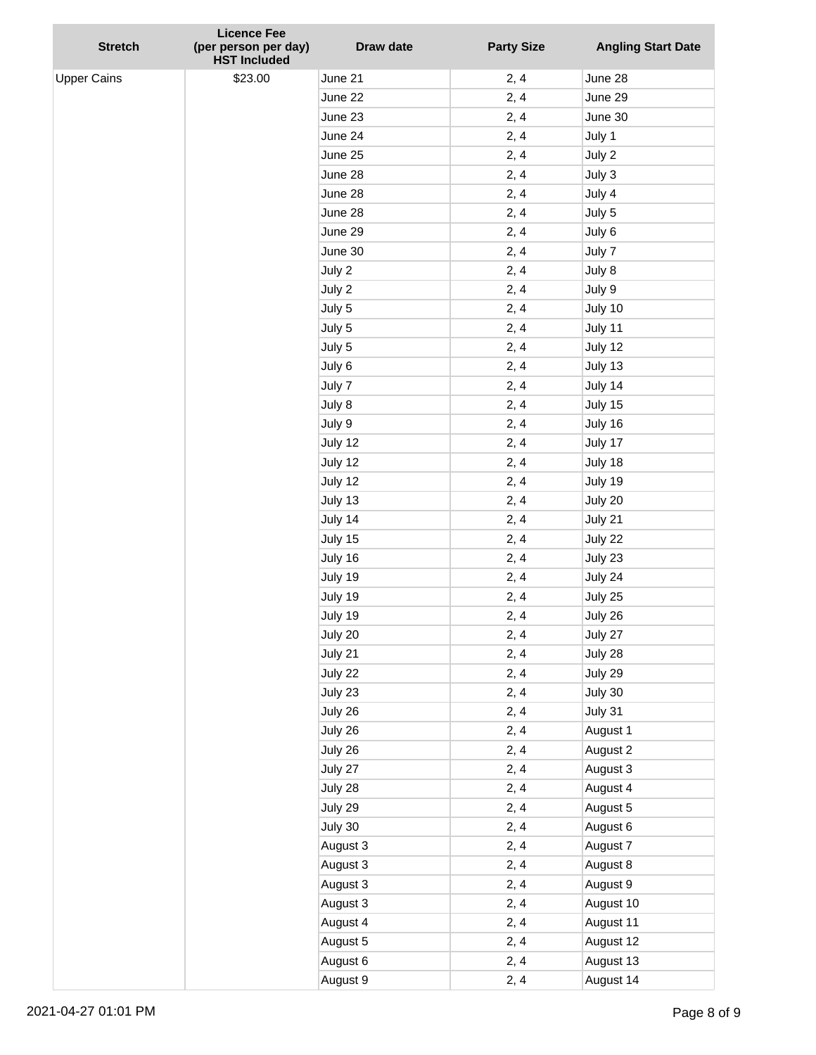| Stretch | Licence Fee (per person per day) HST Included | Draw date | Party Size | Angling Start Date |
|---|---|---|---|---|
| Upper Cains | $23.00 | June 21 | 2, 4 | June 28 |
| | | June 22 | 2, 4 | June 29 |
| | | June 23 | 2, 4 | June 30 |
| | | June 24 | 2, 4 | July 1 |
| | | June 25 | 2, 4 | July 2 |
| | | June 28 | 2, 4 | July 3 |
| | | June 28 | 2, 4 | July 4 |
| | | June 28 | 2, 4 | July 5 |
| | | June 29 | 2, 4 | July 6 |
| | | June 30 | 2, 4 | July 7 |
| | | July 2 | 2, 4 | July 8 |
| | | July 2 | 2, 4 | July 9 |
| | | July 5 | 2, 4 | July 10 |
| | | July 5 | 2, 4 | July 11 |
| | | July 5 | 2, 4 | July 12 |
| | | July 6 | 2, 4 | July 13 |
| | | July 7 | 2, 4 | July 14 |
| | | July 8 | 2, 4 | July 15 |
| | | July 9 | 2, 4 | July 16 |
| | | July 12 | 2, 4 | July 17 |
| | | July 12 | 2, 4 | July 18 |
| | | July 12 | 2, 4 | July 19 |
| | | July 13 | 2, 4 | July 20 |
| | | July 14 | 2, 4 | July 21 |
| | | July 15 | 2, 4 | July 22 |
| | | July 16 | 2, 4 | July 23 |
| | | July 19 | 2, 4 | July 24 |
| | | July 19 | 2, 4 | July 25 |
| | | July 19 | 2, 4 | July 26 |
| | | July 20 | 2, 4 | July 27 |
| | | July 21 | 2, 4 | July 28 |
| | | July 22 | 2, 4 | July 29 |
| | | July 23 | 2, 4 | July 30 |
| | | July 26 | 2, 4 | July 31 |
| | | July 26 | 2, 4 | August 1 |
| | | July 26 | 2, 4 | August 2 |
| | | July 27 | 2, 4 | August 3 |
| | | July 28 | 2, 4 | August 4 |
| | | July 29 | 2, 4 | August 5 |
| | | July 30 | 2, 4 | August 6 |
| | | August 3 | 2, 4 | August 7 |
| | | August 3 | 2, 4 | August 8 |
| | | August 3 | 2, 4 | August 9 |
| | | August 3 | 2, 4 | August 10 |
| | | August 4 | 2, 4 | August 11 |
| | | August 5 | 2, 4 | August 12 |
| | | August 6 | 2, 4 | August 13 |
| | | August 9 | 2, 4 | August 14 |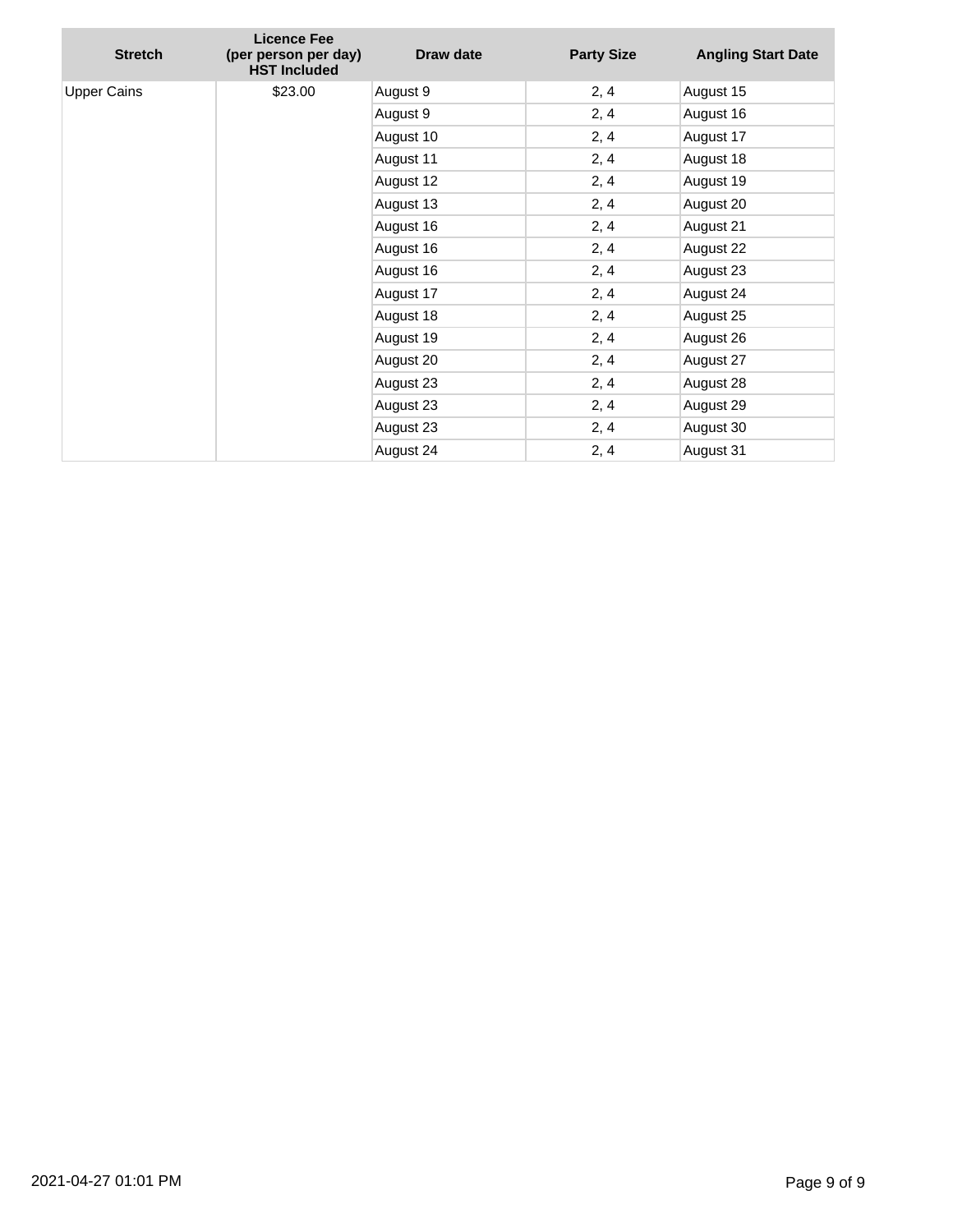| Stretch | Licence Fee (per person per day) HST Included | Draw date | Party Size | Angling Start Date |
|---|---|---|---|---|
| Upper Cains | $23.00 | August 9 | 2, 4 | August 15 |
| | | August 9 | 2, 4 | August 16 |
| | | August 10 | 2, 4 | August 17 |
| | | August 11 | 2, 4 | August 18 |
| | | August 12 | 2, 4 | August 19 |
| | | August 13 | 2, 4 | August 20 |
| | | August 16 | 2, 4 | August 21 |
| | | August 16 | 2, 4 | August 22 |
| | | August 16 | 2, 4 | August 23 |
| | | August 17 | 2, 4 | August 24 |
| | | August 18 | 2, 4 | August 25 |
| | | August 19 | 2, 4 | August 26 |
| | | August 20 | 2, 4 | August 27 |
| | | August 23 | 2, 4 | August 28 |
| | | August 23 | 2, 4 | August 29 |
| | | August 23 | 2, 4 | August 30 |
| | | August 24 | 2, 4 | August 31 |

2021-04-27 01:01 PM